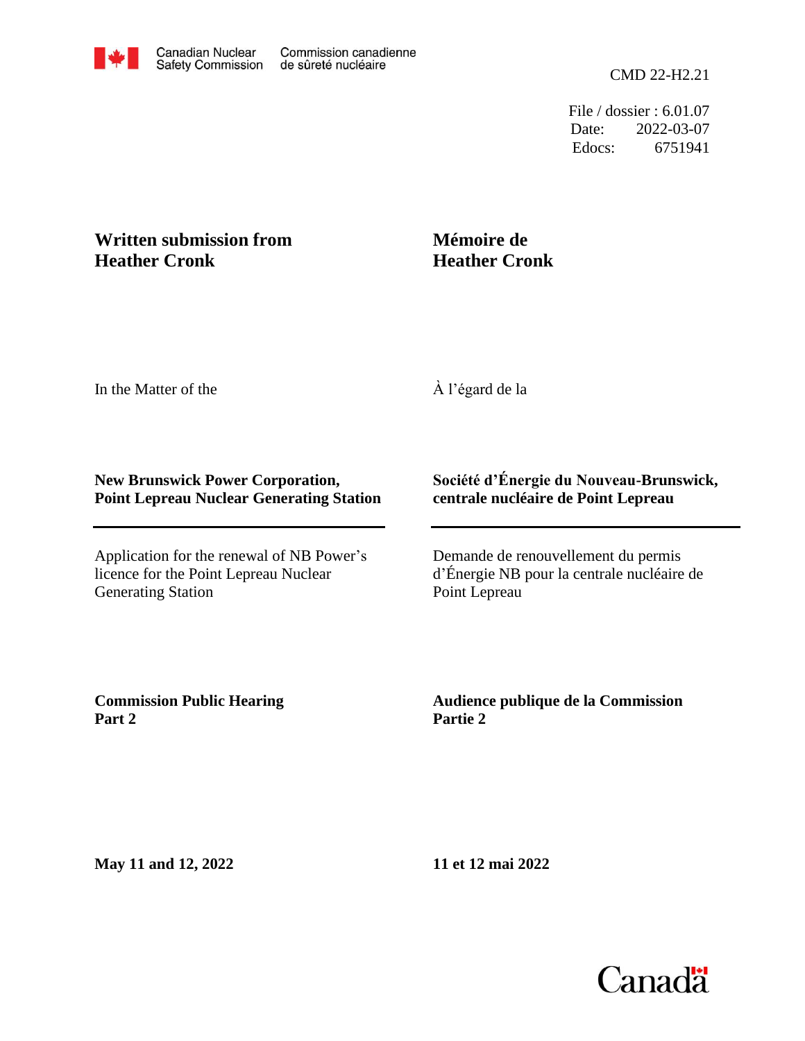Canadian Nuclear Safety Commission / Commission canadienne de sûreté nucléaire

CMD 22-H2.21

File / dossier : 6.01.07
Date: 2022-03-07
Edocs: 6751941

**Written submission from Heather Cronk**

**Mémoire de Heather Cronk**

In the Matter of the

À l'égard de la

**New Brunswick Power Corporation, Point Lepreau Nuclear Generating Station**

**Société d'Énergie du Nouveau-Brunswick, centrale nucléaire de Point Lepreau**

Application for the renewal of NB Power's licence for the Point Lepreau Nuclear Generating Station

Demande de renouvellement du permis d'Énergie NB pour la centrale nucléaire de Point Lepreau

**Commission Public Hearing Part 2**

**Audience publique de la Commission Partie 2**

**May 11 and 12, 2022**

**11 et 12 mai 2022**

Canada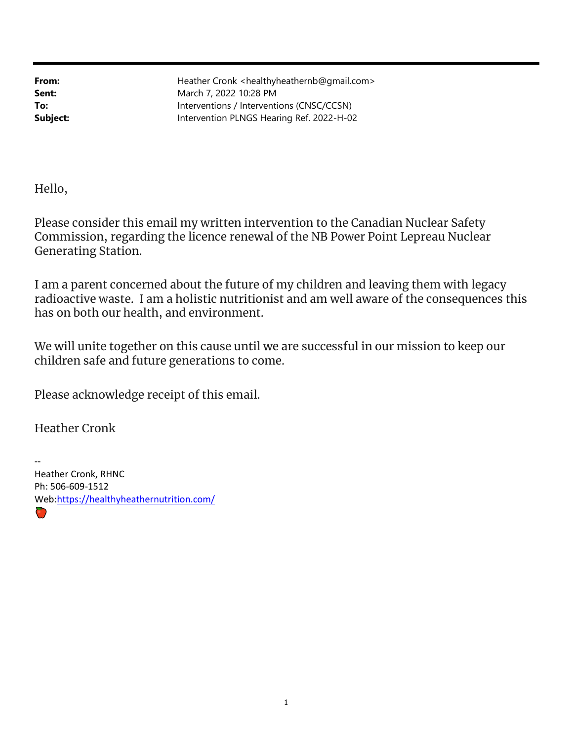**From:** Heather Cronk <healthyheathernb@gmail.com>
**Sent:** March 7, 2022 10:28 PM
**To:** Interventions / Interventions (CNSC/CCSN)
**Subject:** Intervention PLNGS Hearing Ref. 2022-H-02

Hello,

Please consider this email my written intervention to the Canadian Nuclear Safety Commission, regarding the licence renewal of the NB Power Point Lepreau Nuclear Generating Station.

I am a parent concerned about the future of my children and leaving them with legacy radioactive waste. I am a holistic nutritionist and am well aware of the consequences this has on both our health, and environment.

We will unite together on this cause until we are successful in our mission to keep our children safe and future generations to come.

Please acknowledge receipt of this email.

Heather Cronk

--
Heather Cronk, RHNC
Ph: 506-609-1512
Web: https://healthyheathernutrition.com/
🍎